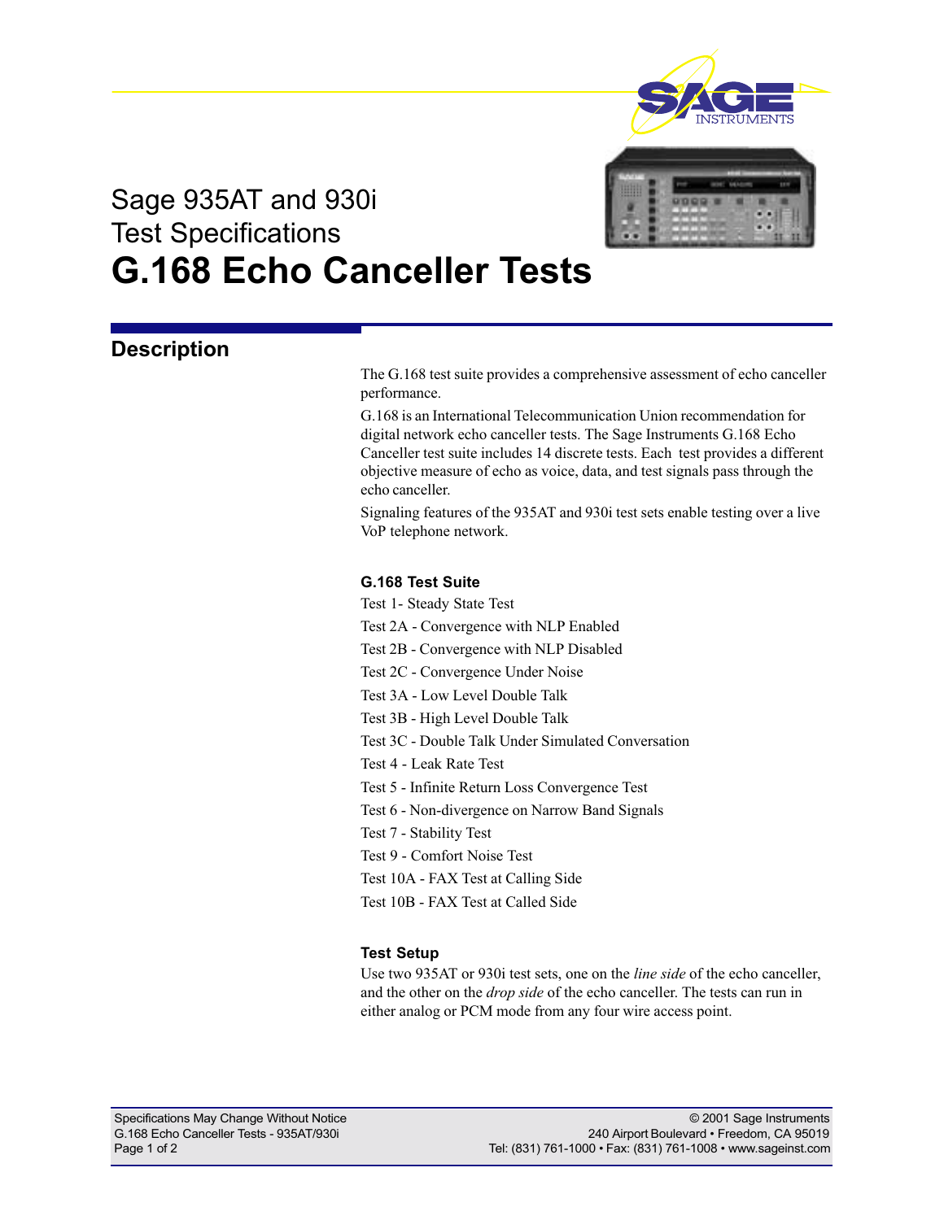# Sage 935AT and 930i Test Specifications

# G.168 Echo Canceller Tests

## Description

The G.168 test suite provides a comprehensive assessment of echo canceller performance.

G.168 is an International Telecommunication Union recommendation for digital network echo canceller tests. The Sage Instruments G.168 Echo Canceller test suite includes 14 discrete tests. Each test provides a different objective measure of echo as voice, data, and test signals pass through the echo canceller.

Signaling features of the 935AT and 930i test sets enable testing over a live VoP telephone network.

### G.168 Test Suite

Test 1- Steady State Test

Test 2A - Convergence with NLP Enabled

Test 2B - Convergence with NLP Disabled

Test 2C - Convergence Under Noise

Test 3A - Low Level Double Talk

Test 3B - High Level Double Talk

Test 3C - Double Talk Under Simulated Conversation

Test 4 - Leak Rate Test

Test 5 - Infinite Return Loss Convergence Test

Test 6 - Non-divergence on Narrow Band Signals

Test 7 - Stability Test

Test 9 - Comfort Noise Test

Test 10A - FAX Test at Calling Side

Test 10B - FAX Test at Called Side

### Test Setup

Use two 935AT or 930i test sets, one on the *line side* of the echo canceller, and the other on the *drop side* of the echo canceller. The tests can run in either analog or PCM mode from any four wire access point.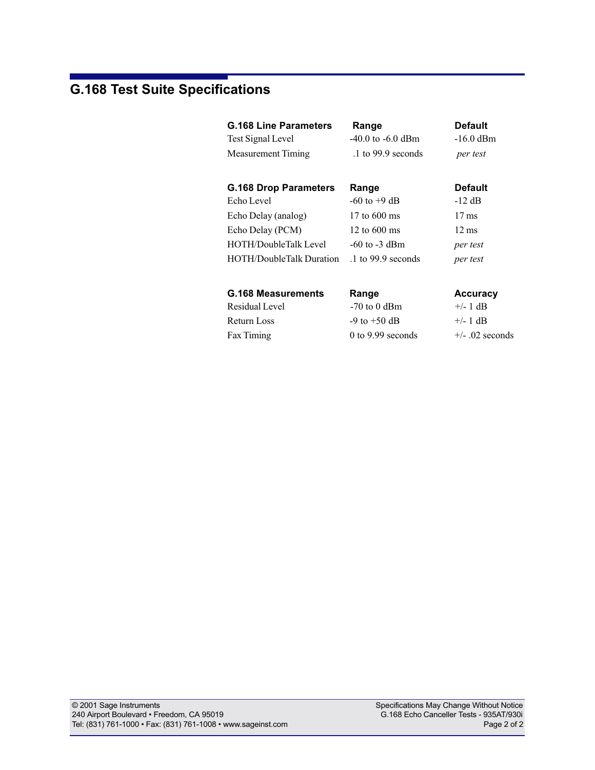## G.168 Test Suite Specifications

| G.168 Line Parameters | Range | Default |
|---|---|---|
| Test Signal Level | -40.0 to -6.0 dBm | -16.0 dBm |
| Measurement Timing | .1 to 99.9 seconds | *per test* |

| G.168 Drop Parameters | Range | Default |
|---|---|---|
| Echo Level | -60 to +9 dB | -12 dB |
| Echo Delay (analog) | 17 to 600 ms | 17 ms |
| Echo Delay (PCM) | 12 to 600 ms | 12 ms |
| HOTH/DoubleTalk Level | -60 to -3 dBm | *per test* |
| HOTH/DoubleTalk Duration | .1 to 99.9 seconds | *per test* |

| G.168 Measurements | Range | Accuracy |
|---|---|---|
| Residual Level | -70 to 0 dBm | +/- 1 dB |
| Return Loss | -9 to +50 dB | +/- 1 dB |
| Fax Timing | 0 to 9.99 seconds | +/- .02 seconds |

© 2001 Sage Instruments
240 Airport Boulevard • Freedom, CA 95019
Tel: (831) 761-1000 • Fax: (831) 761-1008 • www.sageinst.com

Specifications May Change Without Notice
G.168 Echo Canceller Tests - 935AT/930i